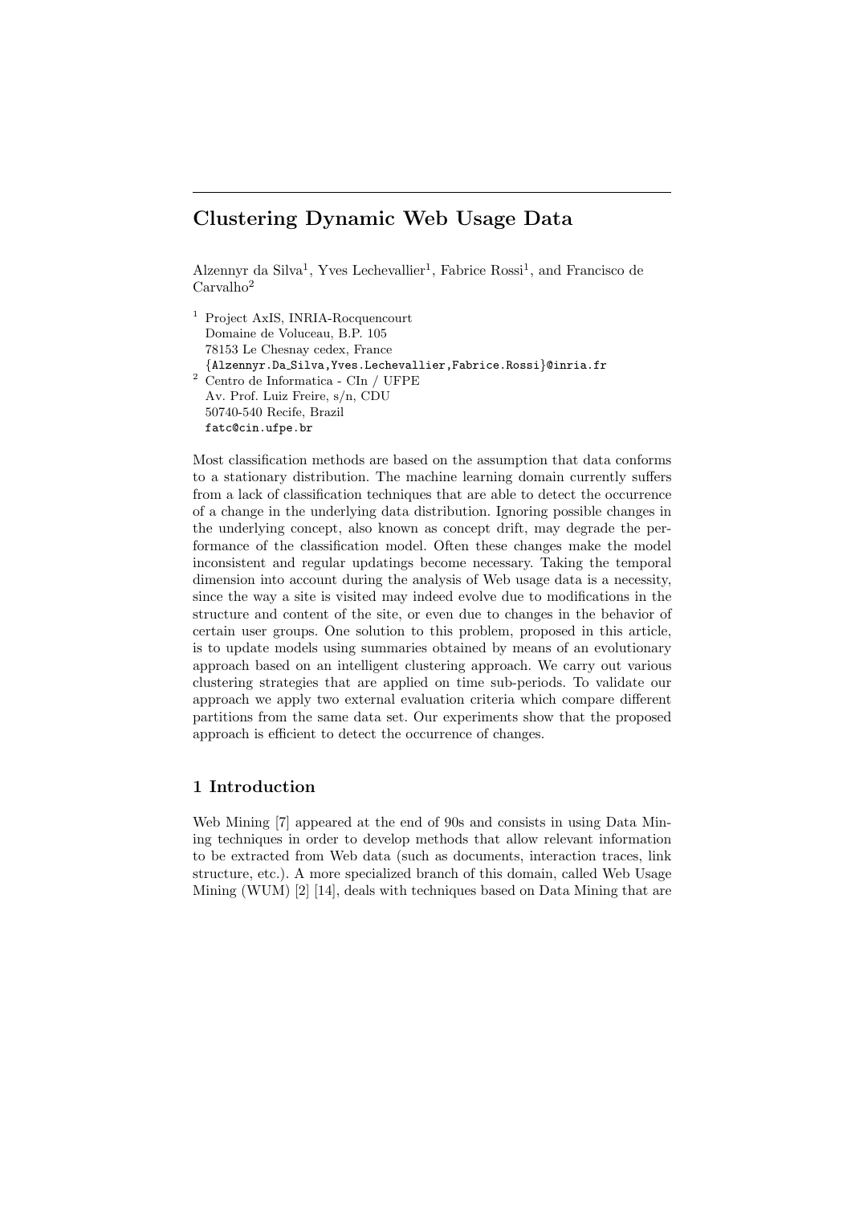# Clustering Dynamic Web Usage Data

Alzennyr da Silva[1], Yves Lechevallier[1], Fabrice Rossi[1], and Francisco de Carvalho[2]

[1] Project AxIS, INRIA-Rocquencourt
Domaine de Voluceau, B.P. 105
78153 Le Chesnay cedex, France
{Alzennyr.Da_Silva,Yves.Lechevallier,Fabrice.Rossi}@inria.fr

[2] Centro de Informatica - CIn / UFPE
Av. Prof. Luiz Freire, s/n, CDU
50740-540 Recife, Brazil
fatc@cin.ufpe.br

Most classification methods are based on the assumption that data conforms to a stationary distribution. The machine learning domain currently suffers from a lack of classification techniques that are able to detect the occurrence of a change in the underlying data distribution. Ignoring possible changes in the underlying concept, also known as concept drift, may degrade the performance of the classification model. Often these changes make the model inconsistent and regular updatings become necessary. Taking the temporal dimension into account during the analysis of Web usage data is a necessity, since the way a site is visited may indeed evolve due to modifications in the structure and content of the site, or even due to changes in the behavior of certain user groups. One solution to this problem, proposed in this article, is to update models using summaries obtained by means of an evolutionary approach based on an intelligent clustering approach. We carry out various clustering strategies that are applied on time sub-periods. To validate our approach we apply two external evaluation criteria which compare different partitions from the same data set. Our experiments show that the proposed approach is efficient to detect the occurrence of changes.

## 1 Introduction

Web Mining [7] appeared at the end of 90s and consists in using Data Mining techniques in order to develop methods that allow relevant information to be extracted from Web data (such as documents, interaction traces, link structure, etc.). A more specialized branch of this domain, called Web Usage Mining (WUM) [2] [14], deals with techniques based on Data Mining that are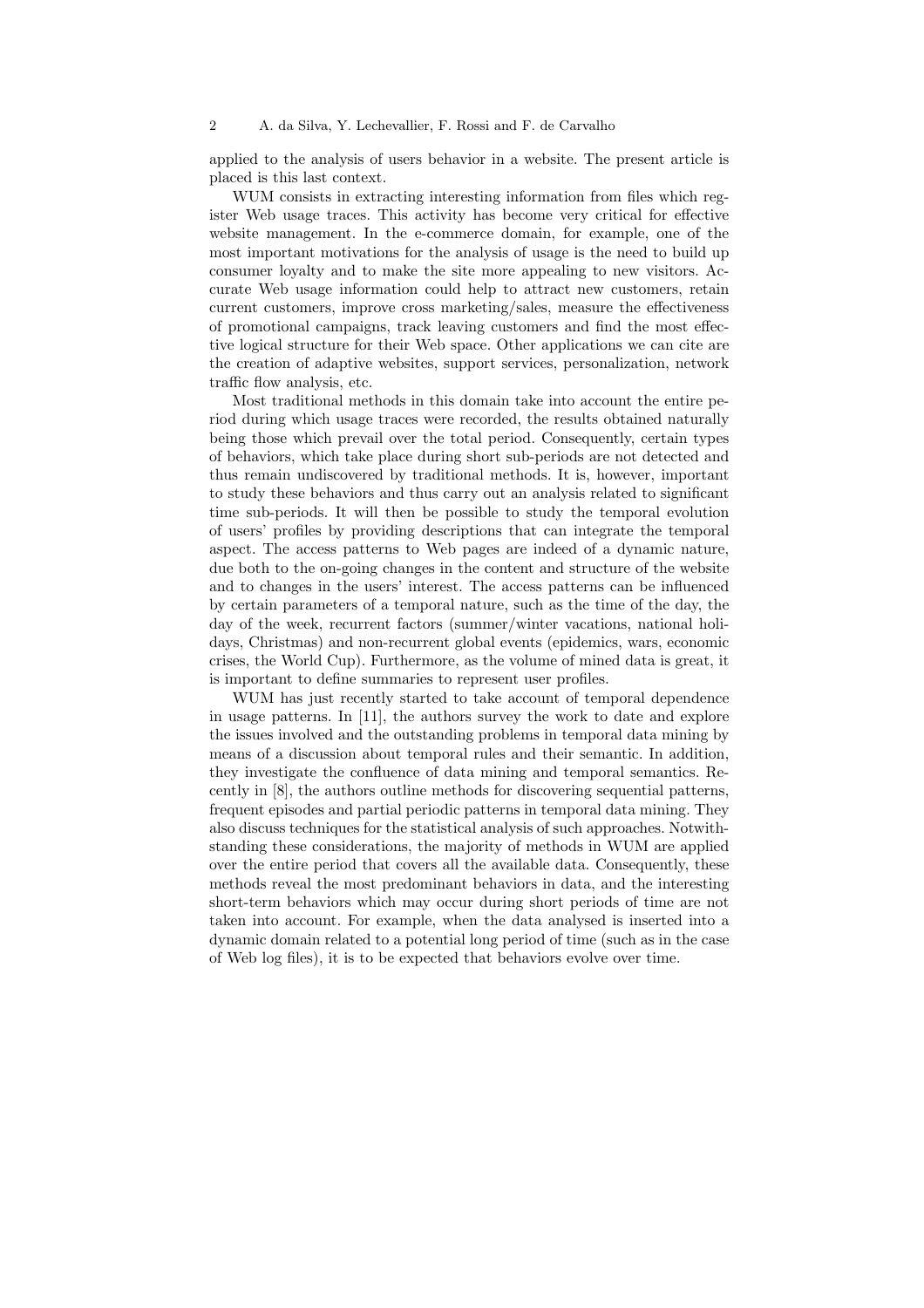applied to the analysis of users behavior in a website. The present article is placed is this last context.

WUM consists in extracting interesting information from files which register Web usage traces. This activity has become very critical for effective website management. In the e-commerce domain, for example, one of the most important motivations for the analysis of usage is the need to build up consumer loyalty and to make the site more appealing to new visitors. Accurate Web usage information could help to attract new customers, retain current customers, improve cross marketing/sales, measure the effectiveness of promotional campaigns, track leaving customers and find the most effective logical structure for their Web space. Other applications we can cite are the creation of adaptive websites, support services, personalization, network traffic flow analysis, etc.

Most traditional methods in this domain take into account the entire period during which usage traces were recorded, the results obtained naturally being those which prevail over the total period. Consequently, certain types of behaviors, which take place during short sub-periods are not detected and thus remain undiscovered by traditional methods. It is, however, important to study these behaviors and thus carry out an analysis related to significant time sub-periods. It will then be possible to study the temporal evolution of users' profiles by providing descriptions that can integrate the temporal aspect. The access patterns to Web pages are indeed of a dynamic nature, due both to the on-going changes in the content and structure of the website and to changes in the users' interest. The access patterns can be influenced by certain parameters of a temporal nature, such as the time of the day, the day of the week, recurrent factors (summer/winter vacations, national holidays, Christmas) and non-recurrent global events (epidemics, wars, economic crises, the World Cup). Furthermore, as the volume of mined data is great, it is important to define summaries to represent user profiles.

WUM has just recently started to take account of temporal dependence in usage patterns. In [11], the authors survey the work to date and explore the issues involved and the outstanding problems in temporal data mining by means of a discussion about temporal rules and their semantic. In addition, they investigate the confluence of data mining and temporal semantics. Recently in [8], the authors outline methods for discovering sequential patterns, frequent episodes and partial periodic patterns in temporal data mining. They also discuss techniques for the statistical analysis of such approaches. Notwithstanding these considerations, the majority of methods in WUM are applied over the entire period that covers all the available data. Consequently, these methods reveal the most predominant behaviors in data, and the interesting short-term behaviors which may occur during short periods of time are not taken into account. For example, when the data analysed is inserted into a dynamic domain related to a potential long period of time (such as in the case of Web log files), it is to be expected that behaviors evolve over time.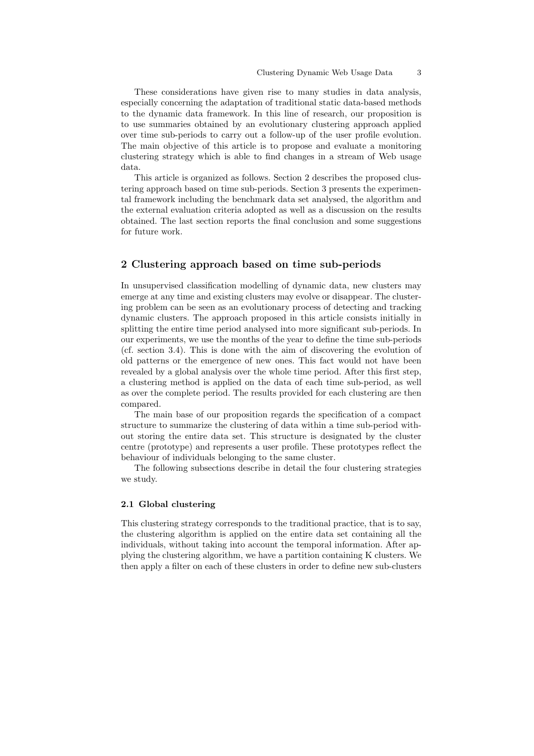These considerations have given rise to many studies in data analysis, especially concerning the adaptation of traditional static data-based methods to the dynamic data framework. In this line of research, our proposition is to use summaries obtained by an evolutionary clustering approach applied over time sub-periods to carry out a follow-up of the user profile evolution. The main objective of this article is to propose and evaluate a monitoring clustering strategy which is able to find changes in a stream of Web usage data.

This article is organized as follows. Section 2 describes the proposed clustering approach based on time sub-periods. Section 3 presents the experimental framework including the benchmark data set analysed, the algorithm and the external evaluation criteria adopted as well as a discussion on the results obtained. The last section reports the final conclusion and some suggestions for future work.

## 2 Clustering approach based on time sub-periods

In unsupervised classification modelling of dynamic data, new clusters may emerge at any time and existing clusters may evolve or disappear. The clustering problem can be seen as an evolutionary process of detecting and tracking dynamic clusters. The approach proposed in this article consists initially in splitting the entire time period analysed into more significant sub-periods. In our experiments, we use the months of the year to define the time sub-periods (cf. section 3.4). This is done with the aim of discovering the evolution of old patterns or the emergence of new ones. This fact would not have been revealed by a global analysis over the whole time period. After this first step, a clustering method is applied on the data of each time sub-period, as well as over the complete period. The results provided for each clustering are then compared.

The main base of our proposition regards the specification of a compact structure to summarize the clustering of data within a time sub-period without storing the entire data set. This structure is designated by the cluster centre (prototype) and represents a user profile. These prototypes reflect the behaviour of individuals belonging to the same cluster.

The following subsections describe in detail the four clustering strategies we study.

### 2.1 Global clustering

This clustering strategy corresponds to the traditional practice, that is to say, the clustering algorithm is applied on the entire data set containing all the individuals, without taking into account the temporal information. After applying the clustering algorithm, we have a partition containing K clusters. We then apply a filter on each of these clusters in order to define new sub-clusters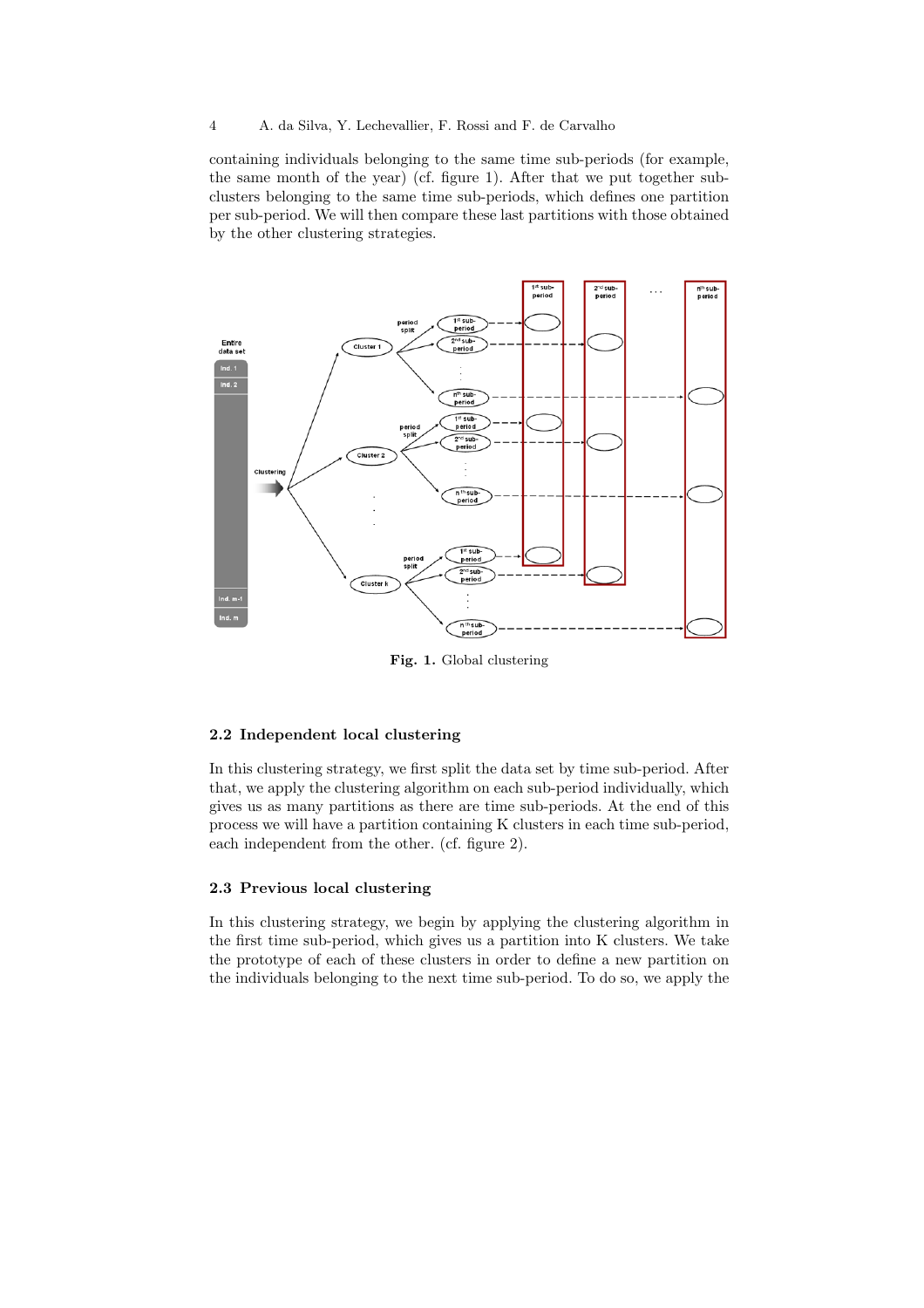containing individuals belonging to the same time sub-periods (for example, the same month of the year) (cf. figure 1). After that we put together sub-clusters belonging to the same time sub-periods, which defines one partition per sub-period. We will then compare these last partitions with those obtained by the other clustering strategies.

**Fig. 1.** Global clustering

### 2.2 Independent local clustering

In this clustering strategy, we first split the data set by time sub-period. After that, we apply the clustering algorithm on each sub-period individually, which gives us as many partitions as there are time sub-periods. At the end of this process we will have a partition containing K clusters in each time sub-period, each independent from the other. (cf. figure 2).

### 2.3 Previous local clustering

In this clustering strategy, we begin by applying the clustering algorithm in the first time sub-period, which gives us a partition into K clusters. We take the prototype of each of these clusters in order to define a new partition on the individuals belonging to the next time sub-period. To do so, we apply the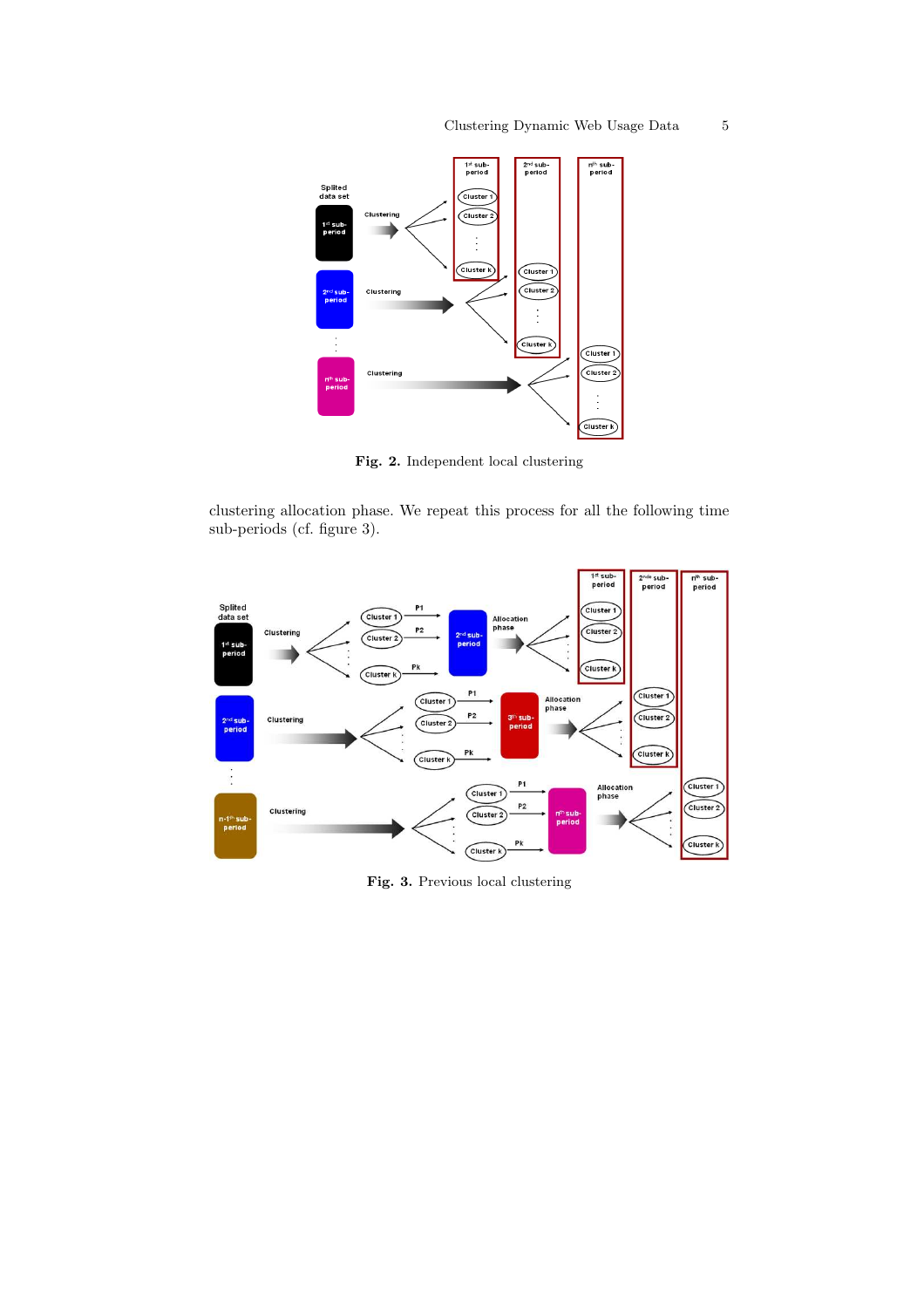**Fig. 2.** Independent local clustering

clustering allocation phase. We repeat this process for all the following time sub-periods (cf. figure 3).

**Fig. 3.** Previous local clustering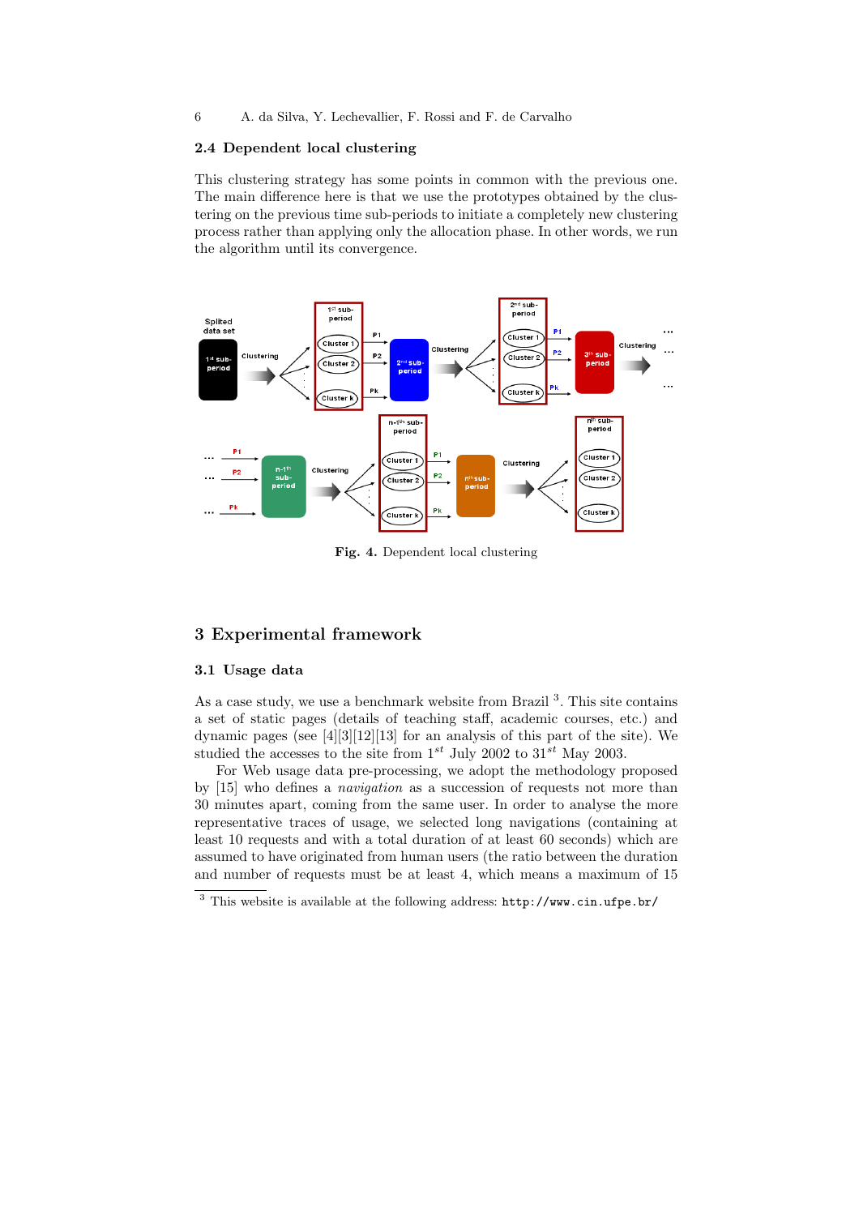### 2.4 Dependent local clustering

This clustering strategy has some points in common with the previous one. The main difference here is that we use the prototypes obtained by the clustering on the previous time sub-periods to initiate a completely new clustering process rather than applying only the allocation phase. In other words, we run the algorithm until its convergence.

**Fig. 4.** Dependent local clustering

## 3 Experimental framework

### 3.1 Usage data

As a case study, we use a benchmark website from Brazil [3]. This site contains a set of static pages (details of teaching staff, academic courses, etc.) and dynamic pages (see [4][3][12][13] for an analysis of this part of the site). We studied the accesses to the site from 1$^{st}$ July 2002 to 31$^{st}$ May 2003.

For Web usage data pre-processing, we adopt the methodology proposed by [15] who defines a *navigation* as a succession of requests not more than 30 minutes apart, coming from the same user. In order to analyse the more representative traces of usage, we selected long navigations (containing at least 10 requests and with a total duration of at least 60 seconds) which are assumed to have originated from human users (the ratio between the duration and number of requests must be at least 4, which means a maximum of 15

[3] This website is available at the following address: `http://www.cin.ufpe.br/`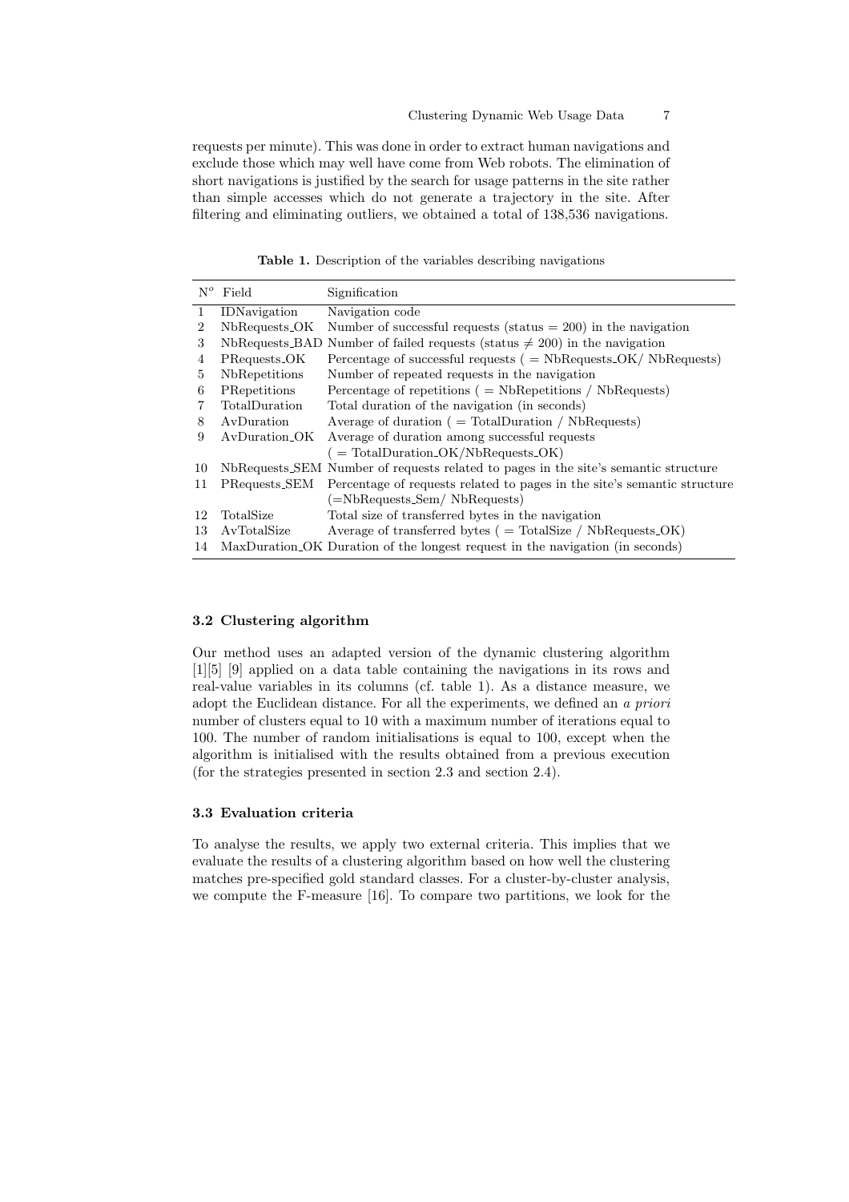requests per minute). This was done in order to extract human navigations and exclude those which may well have come from Web robots. The elimination of short navigations is justified by the search for usage patterns in the site rather than simple accesses which do not generate a trajectory in the site. After filtering and eliminating outliers, we obtained a total of 138,536 navigations.

**Table 1.** Description of the variables describing navigations

| N$^o$ | Field | Signification |
|---|---|---|
| 1 | IDNavigation | Navigation code |
| 2 | NbRequests_OK | Number of successful requests (status = 200) in the navigation |
| 3 | NbRequests_BAD | Number of failed requests (status $\neq$ 200) in the navigation |
| 4 | PRequests_OK | Percentage of successful requests ( = NbRequests_OK/ NbRequests) |
| 5 | NbRepetitions | Number of repeated requests in the navigation |
| 6 | PRepetitions | Percentage of repetitions ( = NbRepetitions / NbRequests) |
| 7 | TotalDuration | Total duration of the navigation (in seconds) |
| 8 | AvDuration | Average of duration ( = TotalDuration / NbRequests) |
| 9 | AvDuration_OK | Average of duration among successful requests ( = TotalDuration_OK/NbRequests_OK) |
| 10 | NbRequests_SEM | Number of requests related to pages in the site's semantic structure |
| 11 | PRequests_SEM | Percentage of requests related to pages in the site's semantic structure (=NbRequests_Sem/ NbRequests) |
| 12 | TotalSize | Total size of transferred bytes in the navigation |
| 13 | AvTotalSize | Average of transferred bytes ( = TotalSize / NbRequests_OK) |
| 14 | MaxDuration_OK | Duration of the longest request in the navigation (in seconds) |

### 3.2 Clustering algorithm

Our method uses an adapted version of the dynamic clustering algorithm [1][5] [9] applied on a data table containing the navigations in its rows and real-value variables in its columns (cf. table 1). As a distance measure, we adopt the Euclidean distance. For all the experiments, we defined an *a priori* number of clusters equal to 10 with a maximum number of iterations equal to 100. The number of random initialisations is equal to 100, except when the algorithm is initialised with the results obtained from a previous execution (for the strategies presented in section 2.3 and section 2.4).

### 3.3 Evaluation criteria

To analyse the results, we apply two external criteria. This implies that we evaluate the results of a clustering algorithm based on how well the clustering matches pre-specified gold standard classes. For a cluster-by-cluster analysis, we compute the F-measure [16]. To compare two partitions, we look for the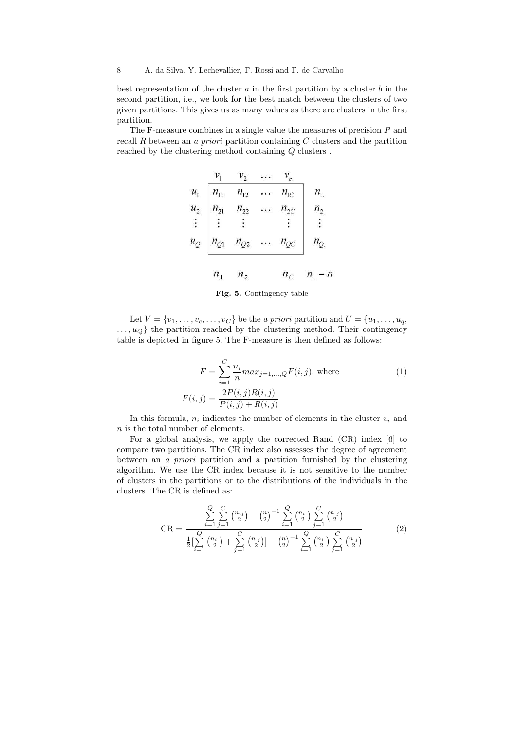best representation of the cluster $a$ in the first partition by a cluster $b$ in the second partition, i.e., we look for the best match between the clusters of two given partitions. This gives us as many values as there are clusters in the first partition.

The F-measure combines in a single value the measures of precision $P$ and recall $R$ between an *a priori* partition containing $C$ clusters and the partition reached by the clustering method containing $Q$ clusters .

|  | $v_1$ | $v_2$ | $\dots$ | $v_c$ |  |
|---|---|---|---|---|---|
| $u_1$ | $n_{11}$ | $n_{12}$ | $\dots$ | $n_{1C}$ | $n_{1.}$ |
| $u_2$ | $n_{21}$ | $n_{22}$ | $\dots$ | $n_{2C}$ | $n_{2.}$ |
| $\vdots$ | $\vdots$ | $\vdots$ |  | $\vdots$ | $\vdots$ |
| $u_Q$ | $n_{Q1}$ | $n_{Q2}$ | $\dots$ | $n_{QC}$ | $n_{Q.}$ |
|  | $n_{.1}$ | $n_{.2}$ |  | $n_{.C}$ | $n_{..} = n$ |

**Fig. 5.** Contingency table

Let $V = \{v_1, \dots, v_c, \dots, v_C\}$ be the *a priori* partition and $U = \{u_1, \dots, u_q, \dots, u_Q\}$ the partition reached by the clustering method. Their contingency table is depicted in figure 5. The F-measure is then defined as follows:

$$
F = \sum_{i=1}^{C} \frac{n_i}{n} max_{j=1,\dots,Q} F(i,j), \text{ where} \tag{1}
$$

$$
F(i,j) = \frac{2P(i,j)R(i,j)}{P(i,j) + R(i,j)}
$$

In this formula, $n_i$ indicates the number of elements in the cluster $v_i$ and $n$ is the total number of elements.

For a global analysis, we apply the corrected Rand (CR) index [6] to compare two partitions. The CR index also assesses the degree of agreement between an *a priori* partition and a partition furnished by the clustering algorithm. We use the CR index because it is not sensitive to the number of clusters in the partitions or to the distributions of the individuals in the clusters. The CR is defined as:

$$
\text{CR} = \frac{\sum_{i=1}^{Q} \sum_{j=1}^{C} \binom{n_{ij}}{2} - \binom{n}{2}^{-1} \sum_{i=1}^{Q} \binom{n_{i.}}{2} \sum_{j=1}^{C} \binom{n_{.j}}{2}}{\frac{1}{2}[\sum_{i=1}^{Q} \binom{n_{i.}}{2} + \sum_{j=1}^{C} \binom{n_{.j}}{2}] - \binom{n}{2}^{-1} \sum_{i=1}^{Q} \binom{n_{i.}}{2} \sum_{j=1}^{C} \binom{n_{.j}}{2}} \tag{2}
$$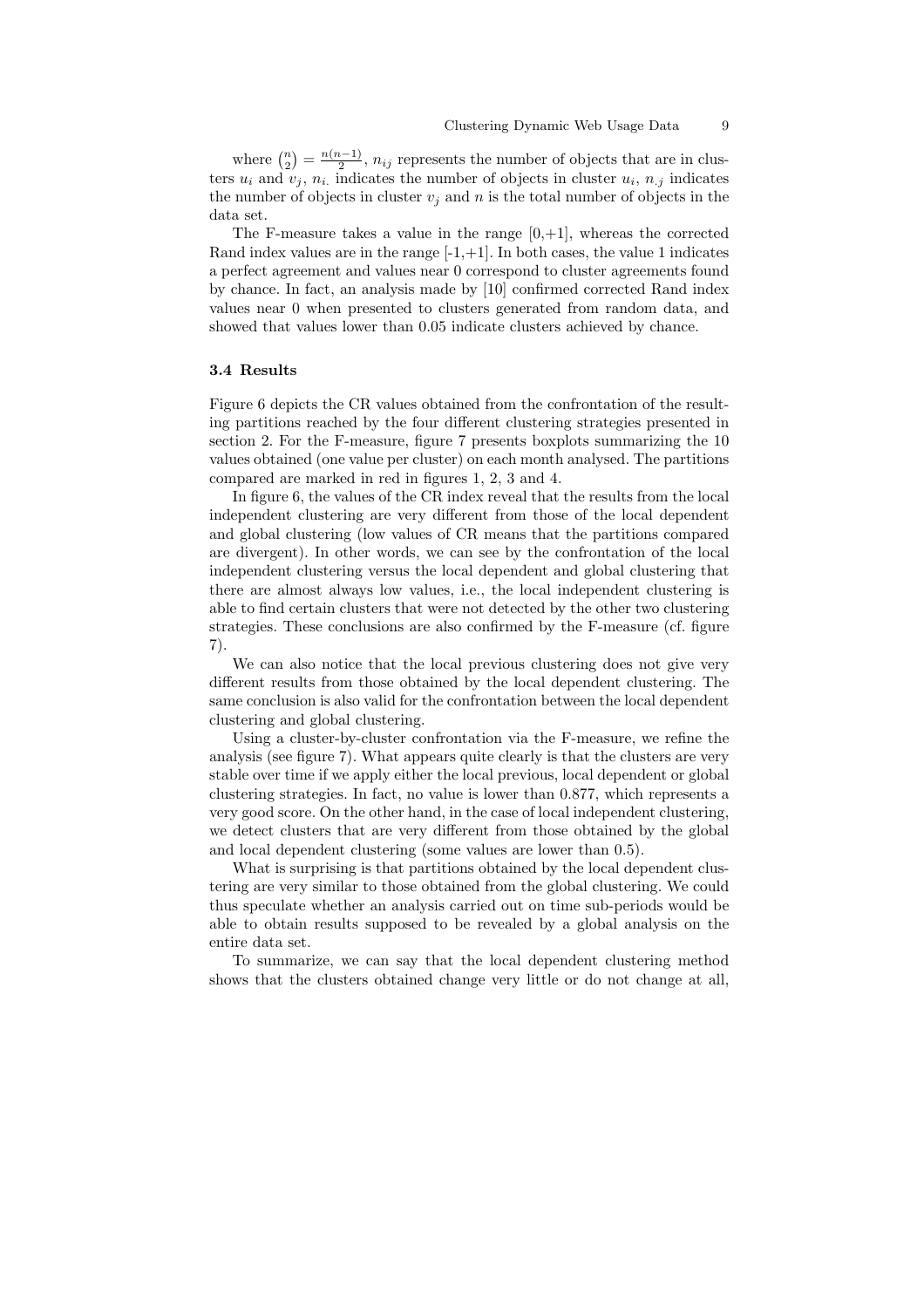where $\binom{n}{2} = \frac{n(n-1)}{2}$, $n_{ij}$ represents the number of objects that are in clusters $u_i$ and $v_j$, $n_{i.}$ indicates the number of objects in cluster $u_i$, $n_{.j}$ indicates the number of objects in cluster $v_j$ and $n$ is the total number of objects in the data set.

The F-measure takes a value in the range [0,+1], whereas the corrected Rand index values are in the range [-1,+1]. In both cases, the value 1 indicates a perfect agreement and values near 0 correspond to cluster agreements found by chance. In fact, an analysis made by [10] confirmed corrected Rand index values near 0 when presented to clusters generated from random data, and showed that values lower than 0.05 indicate clusters achieved by chance.

### 3.4 Results

Figure 6 depicts the CR values obtained from the confrontation of the resulting partitions reached by the four different clustering strategies presented in section 2. For the F-measure, figure 7 presents boxplots summarizing the 10 values obtained (one value per cluster) on each month analysed. The partitions compared are marked in red in figures 1, 2, 3 and 4.

In figure 6, the values of the CR index reveal that the results from the local independent clustering are very different from those of the local dependent and global clustering (low values of CR means that the partitions compared are divergent). In other words, we can see by the confrontation of the local independent clustering versus the local dependent and global clustering that there are almost always low values, i.e., the local independent clustering is able to find certain clusters that were not detected by the other two clustering strategies. These conclusions are also confirmed by the F-measure (cf. figure 7).

We can also notice that the local previous clustering does not give very different results from those obtained by the local dependent clustering. The same conclusion is also valid for the confrontation between the local dependent clustering and global clustering.

Using a cluster-by-cluster confrontation via the F-measure, we refine the analysis (see figure 7). What appears quite clearly is that the clusters are very stable over time if we apply either the local previous, local dependent or global clustering strategies. In fact, no value is lower than 0.877, which represents a very good score. On the other hand, in the case of local independent clustering, we detect clusters that are very different from those obtained by the global and local dependent clustering (some values are lower than 0.5).

What is surprising is that partitions obtained by the local dependent clustering are very similar to those obtained from the global clustering. We could thus speculate whether an analysis carried out on time sub-periods would be able to obtain results supposed to be revealed by a global analysis on the entire data set.

To summarize, we can say that the local dependent clustering method shows that the clusters obtained change very little or do not change at all,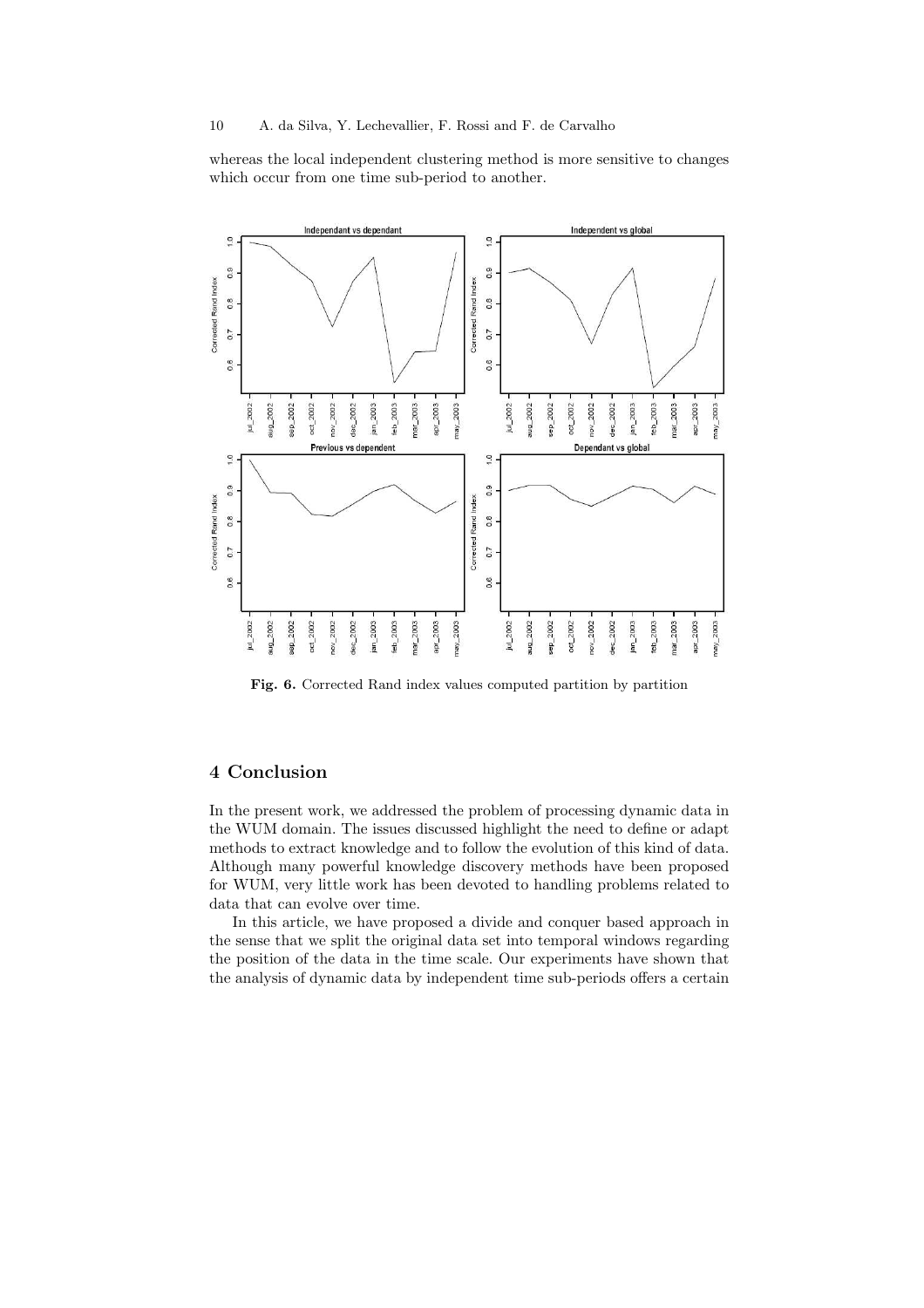whereas the local independent clustering method is more sensitive to changes which occur from one time sub-period to another.

**Fig. 6.** Corrected Rand index values computed partition by partition

## 4 Conclusion

In the present work, we addressed the problem of processing dynamic data in the WUM domain. The issues discussed highlight the need to define or adapt methods to extract knowledge and to follow the evolution of this kind of data. Although many powerful knowledge discovery methods have been proposed for WUM, very little work has been devoted to handling problems related to data that can evolve over time.

In this article, we have proposed a divide and conquer based approach in the sense that we split the original data set into temporal windows regarding the position of the data in the time scale. Our experiments have shown that the analysis of dynamic data by independent time sub-periods offers a certain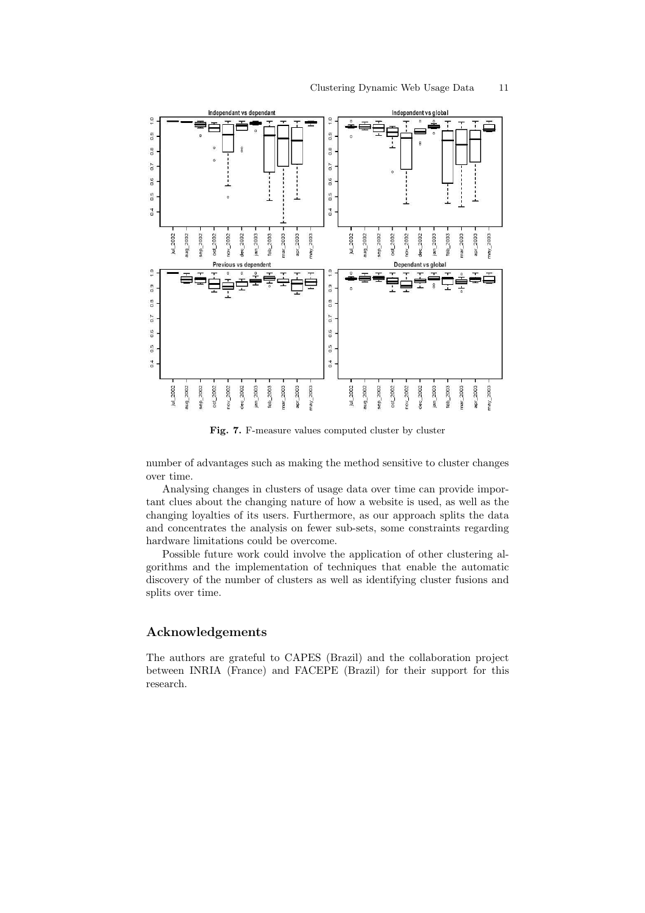Fig. 7. F-measure values computed cluster by cluster

number of advantages such as making the method sensitive to cluster changes over time.

Analysing changes in clusters of usage data over time can provide important clues about the changing nature of how a website is used, as well as the changing loyalties of its users. Furthermore, as our approach splits the data and concentrates the analysis on fewer sub-sets, some constraints regarding hardware limitations could be overcome.

Possible future work could involve the application of other clustering algorithms and the implementation of techniques that enable the automatic discovery of the number of clusters as well as identifying cluster fusions and splits over time.

## Acknowledgements

The authors are grateful to CAPES (Brazil) and the collaboration project between INRIA (France) and FACEPE (Brazil) for their support for this research.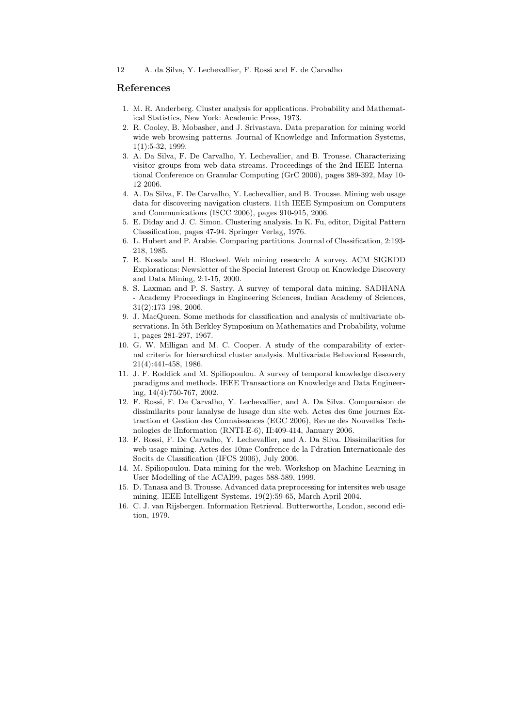## References

1. M. R. Anderberg. Cluster analysis for applications. Probability and Mathematical Statistics, New York: Academic Press, 1973.
2. R. Cooley, B. Mobasher, and J. Srivastava. Data preparation for mining world wide web browsing patterns. Journal of Knowledge and Information Systems, 1(1):5-32, 1999.
3. A. Da Silva, F. De Carvalho, Y. Lechevallier, and B. Trousse. Characterizing visitor groups from web data streams. Proceedings of the 2nd IEEE International Conference on Granular Computing (GrC 2006), pages 389-392, May 10-12 2006.
4. A. Da Silva, F. De Carvalho, Y. Lechevallier, and B. Trousse. Mining web usage data for discovering navigation clusters. 11th IEEE Symposium on Computers and Communications (ISCC 2006), pages 910-915, 2006.
5. E. Diday and J. C. Simon. Clustering analysis. In K. Fu, editor, Digital Pattern Classification, pages 47-94. Springer Verlag, 1976.
6. L. Hubert and P. Arabie. Comparing partitions. Journal of Classification, 2:193-218, 1985.
7. R. Kosala and H. Blockeel. Web mining research: A survey. ACM SIGKDD Explorations: Newsletter of the Special Interest Group on Knowledge Discovery and Data Mining, 2:1-15, 2000.
8. S. Laxman and P. S. Sastry. A survey of temporal data mining. SADHANA - Academy Proceedings in Engineering Sciences, Indian Academy of Sciences, 31(2):173-198, 2006.
9. J. MacQueen. Some methods for classification and analysis of multivariate observations. In 5th Berkley Symposium on Mathematics and Probability, volume 1, pages 281-297, 1967.
10. G. W. Milligan and M. C. Cooper. A study of the comparability of external criteria for hierarchical cluster analysis. Multivariate Behavioral Research, 21(4):441-458, 1986.
11. J. F. Roddick and M. Spiliopoulou. A survey of temporal knowledge discovery paradigms and methods. IEEE Transactions on Knowledge and Data Engineering, 14(4):750-767, 2002.
12. F. Rossi, F. De Carvalho, Y. Lechevallier, and A. Da Silva. Comparaison de dissimilarits pour lanalyse de lusage dun site web. Actes des 6me journes Extraction et Gestion des Connaissances (EGC 2006), Revue des Nouvelles Technologies de lInformation (RNTI-E-6), II:409-414, January 2006.
13. F. Rossi, F. De Carvalho, Y. Lechevallier, and A. Da Silva. Dissimilarities for web usage mining. Actes des 10me Confrence de la Fdration Internationale des Socits de Classification (IFCS 2006), July 2006.
14. M. Spiliopoulou. Data mining for the web. Workshop on Machine Learning in User Modelling of the ACAI99, pages 588-589, 1999.
15. D. Tanasa and B. Trousse. Advanced data preprocessing for intersites web usage mining. IEEE Intelligent Systems, 19(2):59-65, March-April 2004.
16. C. J. van Rijsbergen. Information Retrieval. Butterworths, London, second edition, 1979.